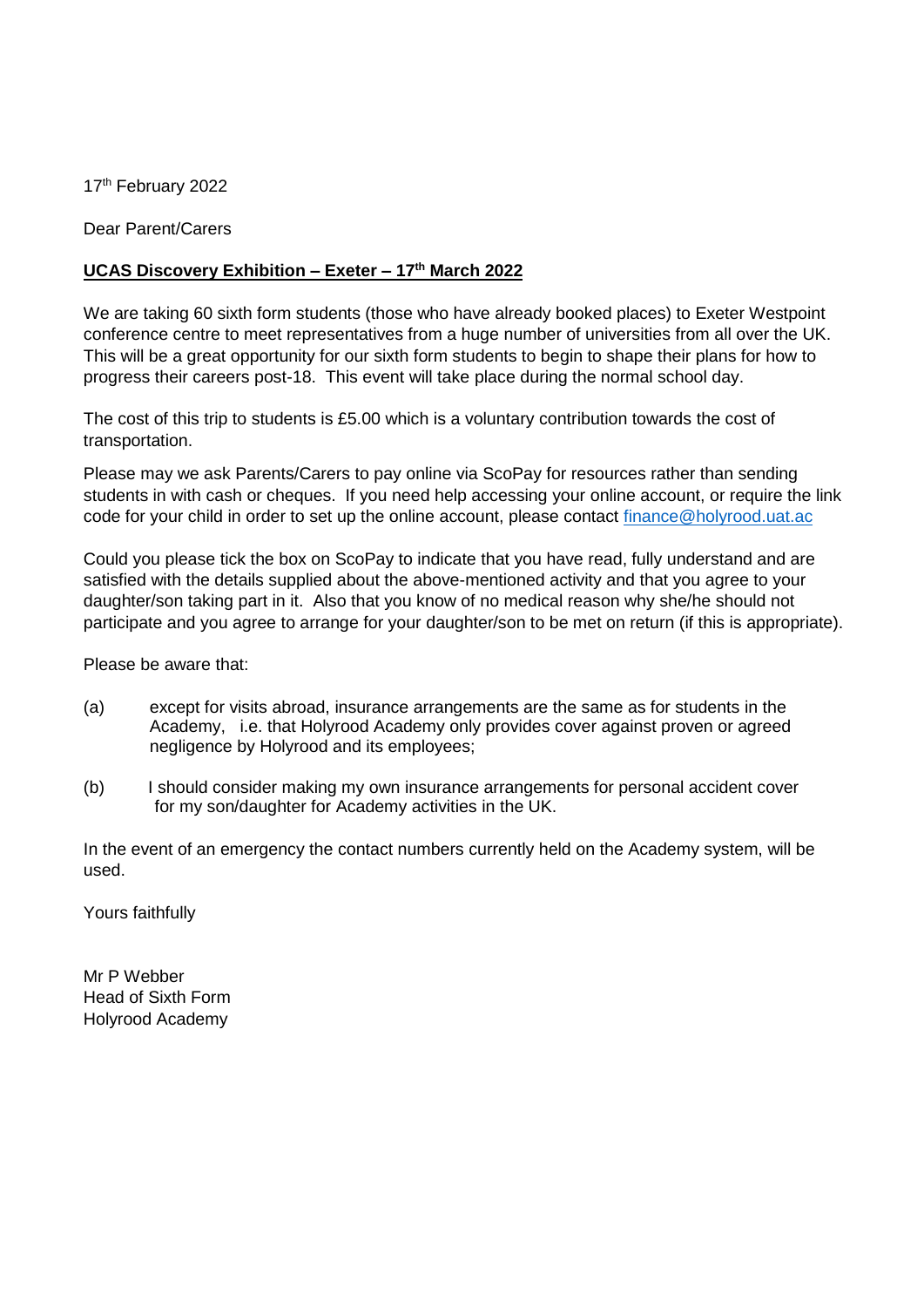17th February 2022

Dear Parent/Carers

**UCAS Discovery Exhibition – Exeter – 17th March 2022**

We are taking 60 sixth form students (those who have already booked places) to Exeter Westpoint conference centre to meet representatives from a huge number of universities from all over the UK. This will be a great opportunity for our sixth form students to begin to shape their plans for how to progress their careers post-18. This event will take place during the normal school day.

The cost of this trip to students is £5.00 which is a voluntary contribution towards the cost of transportation.

Please may we ask Parents/Carers to pay online via ScoPay for resources rather than sending students in with cash or cheques. If you need help accessing your online account, or require the link code for your child in order to set up the online account, please contact [finance@holyrood.uat.ac](mailto:finance@holyrood.uat.ac)

Could you please tick the box on ScoPay to indicate that you have read, fully understand and are satisfied with the details supplied about the above-mentioned activity and that you agree to your daughter/son taking part in it. Also that you know of no medical reason why she/he should not participate and you agree to arrange for your daughter/son to be met on return (if this is appropriate).

Please be aware that:

(a) except for visits abroad, insurance arrangements are the same as for students in the Academy, i.e. that Holyrood Academy only provides cover against proven or agreed negligence by Holyrood and its employees;

(b) I should consider making my own insurance arrangements for personal accident cover for my son/daughter for Academy activities in the UK.

In the event of an emergency the contact numbers currently held on the Academy system, will be used.

Yours faithfully

Mr P Webber
Head of Sixth Form
Holyrood Academy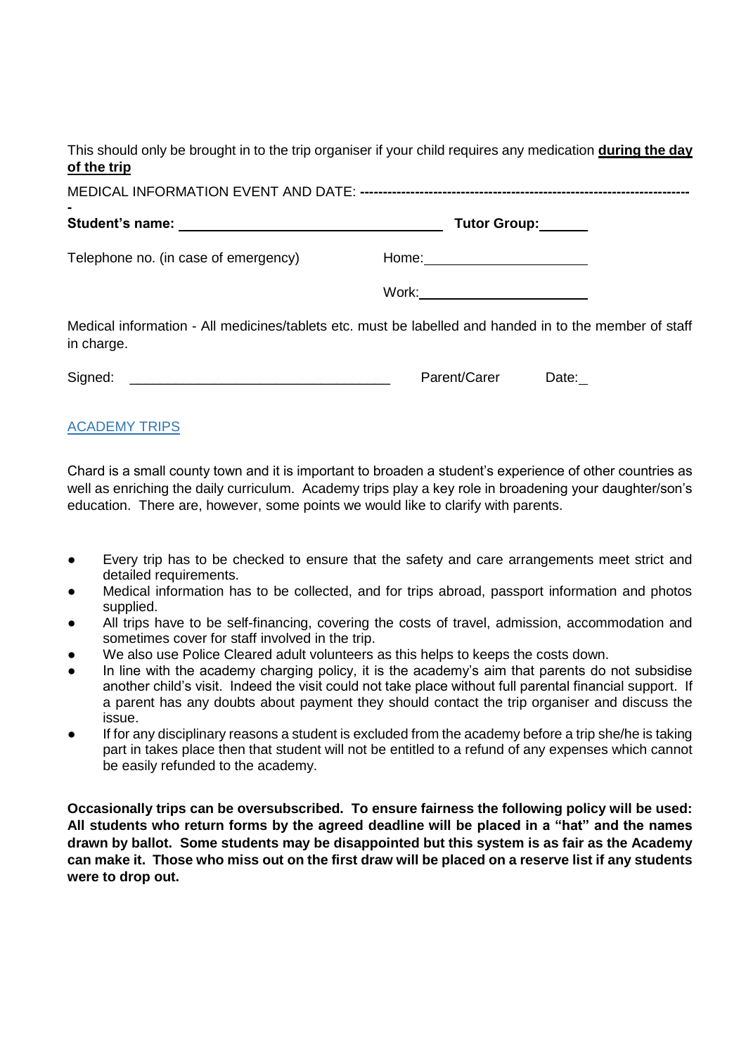This should only be brought in to the trip organiser if your child requires any medication **during the day of the trip**

MEDICAL INFORMATION EVENT AND DATE: -----------------------------------------------------------------------
-

**Student's name:** ___________________________________ **Tutor Group:** ______

Telephone no. (in case of emergency) Home: ______________________

Work: ______________________

Medical information - All medicines/tablets etc. must be labelled and handed in to the member of staff in charge.

Signed: _________________________________ Parent/Carer Date: _

ACADEMY TRIPS

Chard is a small county town and it is important to broaden a student's experience of other countries as well as enriching the daily curriculum. Academy trips play a key role in broadening your daughter/son's education. There are, however, some points we would like to clarify with parents.

- Every trip has to be checked to ensure that the safety and care arrangements meet strict and detailed requirements.
- Medical information has to be collected, and for trips abroad, passport information and photos supplied.
- All trips have to be self-financing, covering the costs of travel, admission, accommodation and sometimes cover for staff involved in the trip.
- We also use Police Cleared adult volunteers as this helps to keeps the costs down.
- In line with the academy charging policy, it is the academy's aim that parents do not subsidise another child's visit. Indeed the visit could not take place without full parental financial support. If a parent has any doubts about payment they should contact the trip organiser and discuss the issue.
- If for any disciplinary reasons a student is excluded from the academy before a trip she/he is taking part in takes place then that student will not be entitled to a refund of any expenses which cannot be easily refunded to the academy.

**Occasionally trips can be oversubscribed. To ensure fairness the following policy will be used: All students who return forms by the agreed deadline will be placed in a "hat" and the names drawn by ballot. Some students may be disappointed but this system is as fair as the Academy can make it. Those who miss out on the first draw will be placed on a reserve list if any students were to drop out.**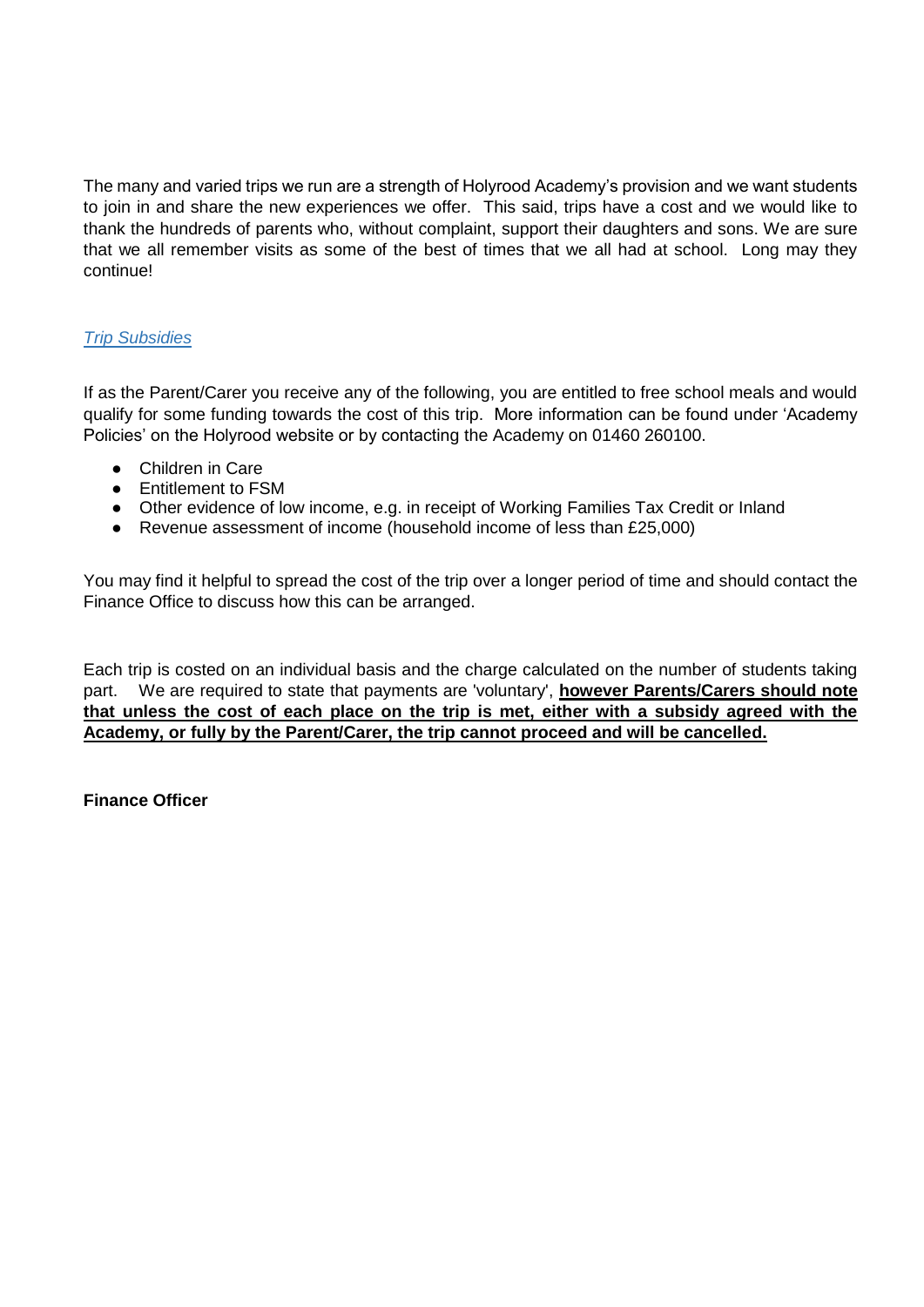The many and varied trips we run are a strength of Holyrood Academy's provision and we want students to join in and share the new experiences we offer.  This said, trips have a cost and we would like to thank the hundreds of parents who, without complaint, support their daughters and sons. We are sure that we all remember visits as some of the best of times that we all had at school.  Long may they continue!

*Trip Subsidies*

If as the Parent/Carer you receive any of the following, you are entitled to free school meals and would qualify for some funding towards the cost of this trip.  More information can be found under 'Academy Policies' on the Holyrood website or by contacting the Academy on 01460 260100.

- Children in Care
- Entitlement to FSM
- Other evidence of low income, e.g. in receipt of Working Families Tax Credit or Inland
- Revenue assessment of income (household income of less than £25,000)

You may find it helpful to spread the cost of the trip over a longer period of time and should contact the Finance Office to discuss how this can be arranged.

Each trip is costed on an individual basis and the charge calculated on the number of students taking part.   We are required to state that payments are 'voluntary', **however Parents/Carers should note that unless the cost of each place on the trip is met, either with a subsidy agreed with the Academy, or fully by the Parent/Carer, the trip cannot proceed and will be cancelled.**

**Finance Officer**